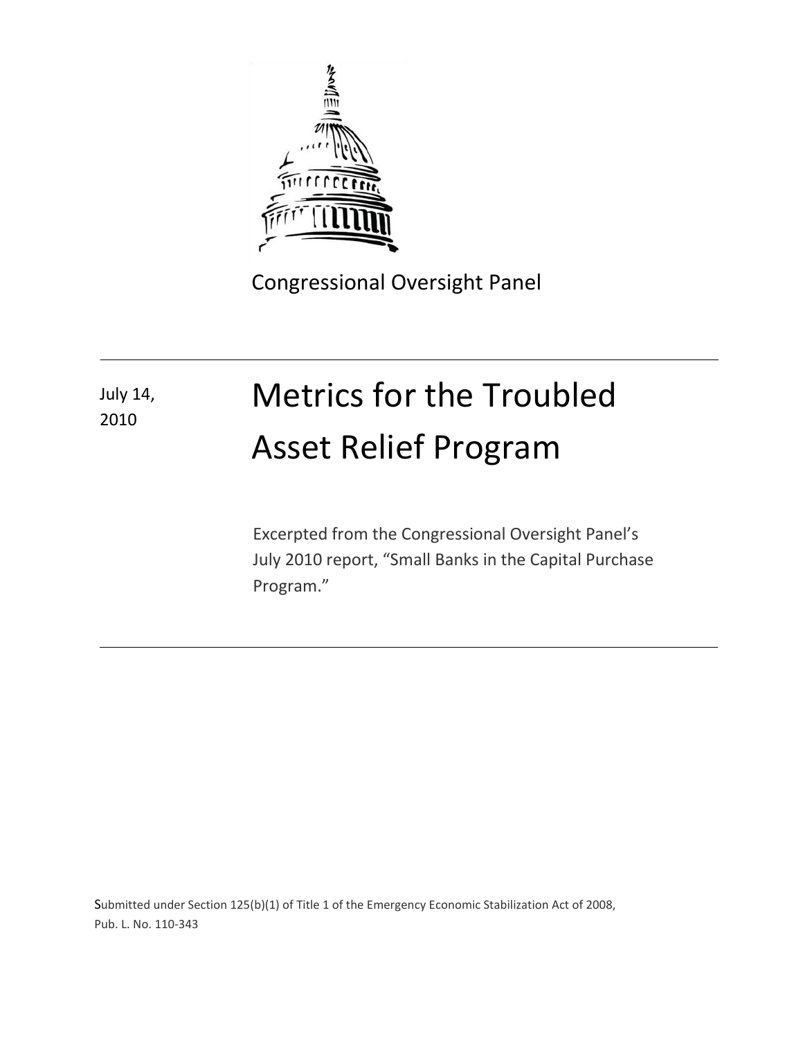Congressional Oversight Panel

July 14, 2010

# Metrics for the Troubled Asset Relief Program

Excerpted from the Congressional Oversight Panel's July 2010 report, "Small Banks in the Capital Purchase Program."

Submitted under Section 125(b)(1) of Title 1 of the Emergency Economic Stabilization Act of 2008, Pub. L. No. 110-343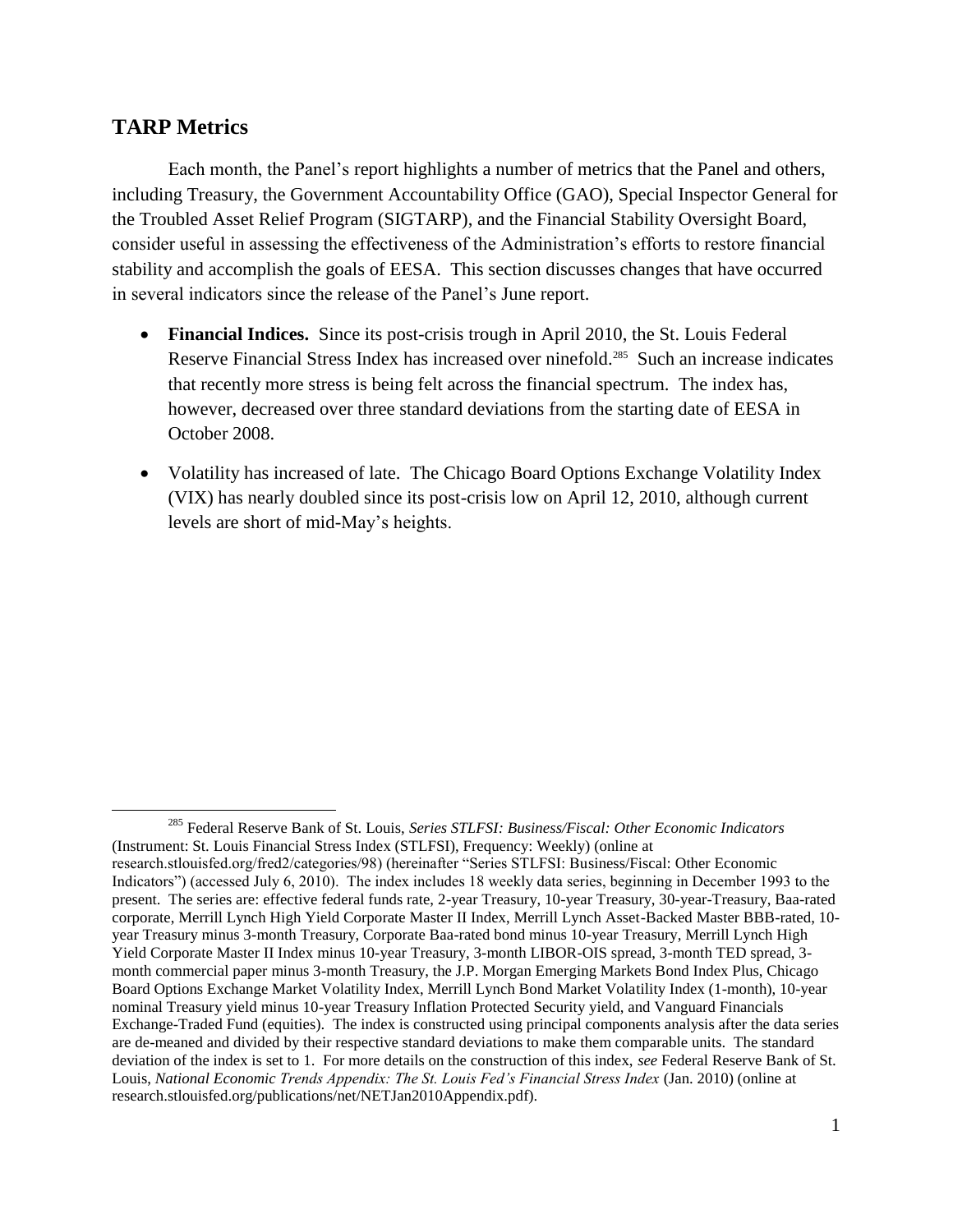## TARP Metrics

Each month, the Panel's report highlights a number of metrics that the Panel and others, including Treasury, the Government Accountability Office (GAO), Special Inspector General for the Troubled Asset Relief Program (SIGTARP), and the Financial Stability Oversight Board, consider useful in assessing the effectiveness of the Administration's efforts to restore financial stability and accomplish the goals of EESA. This section discusses changes that have occurred in several indicators since the release of the Panel's June report.

- **Financial Indices.** Since its post-crisis trough in April 2010, the St. Louis Federal Reserve Financial Stress Index has increased over ninefold.[285] Such an increase indicates that recently more stress is being felt across the financial spectrum. The index has, however, decreased over three standard deviations from the starting date of EESA in October 2008.

- Volatility has increased of late. The Chicago Board Options Exchange Volatility Index (VIX) has nearly doubled since its post-crisis low on April 12, 2010, although current levels are short of mid-May's heights.

[285] Federal Reserve Bank of St. Louis, *Series STLFSI: Business/Fiscal: Other Economic Indicators* (Instrument: St. Louis Financial Stress Index (STLFSI), Frequency: Weekly) (online at research.stlouisfed.org/fred2/categories/98) (hereinafter "Series STLFSI: Business/Fiscal: Other Economic Indicators") (accessed July 6, 2010). The index includes 18 weekly data series, beginning in December 1993 to the present. The series are: effective federal funds rate, 2-year Treasury, 10-year Treasury, 30-year-Treasury, Baa-rated corporate, Merrill Lynch High Yield Corporate Master II Index, Merrill Lynch Asset-Backed Master BBB-rated, 10-year Treasury minus 3-month Treasury, Corporate Baa-rated bond minus 10-year Treasury, Merrill Lynch High Yield Corporate Master II Index minus 10-year Treasury, 3-month LIBOR-OIS spread, 3-month TED spread, 3-month commercial paper minus 3-month Treasury, the J.P. Morgan Emerging Markets Bond Index Plus, Chicago Board Options Exchange Market Volatility Index, Merrill Lynch Bond Market Volatility Index (1-month), 10-year nominal Treasury yield minus 10-year Treasury Inflation Protected Security yield, and Vanguard Financials Exchange-Traded Fund (equities). The index is constructed using principal components analysis after the data series are de-meaned and divided by their respective standard deviations to make them comparable units. The standard deviation of the index is set to 1. For more details on the construction of this index, *see* Federal Reserve Bank of St. Louis, *National Economic Trends Appendix: The St. Louis Fed's Financial Stress Index* (Jan. 2010) (online at research.stlouisfed.org/publications/net/NETJan2010Appendix.pdf).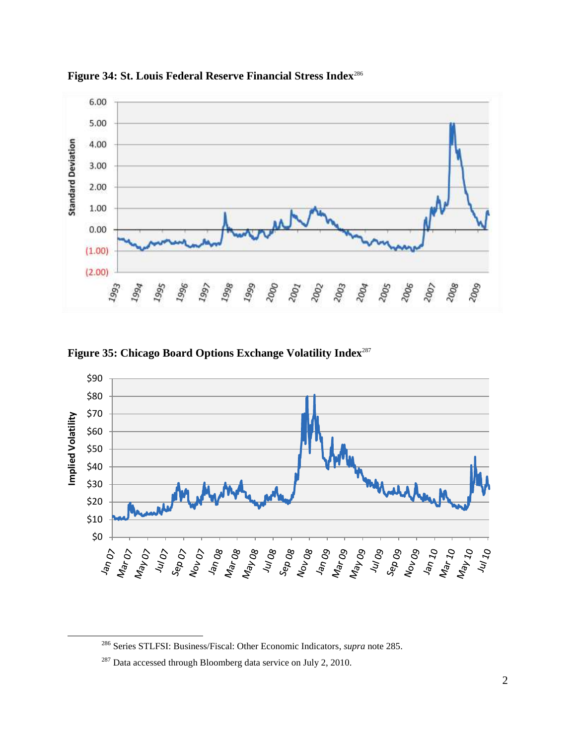**Figure 34: St. Louis Federal Reserve Financial Stress Index**[286]

**Figure 35: Chicago Board Options Exchange Volatility Index**[287]

---

[286] Series STLFSI: Business/Fiscal: Other Economic Indicators, *supra* note 285.

[287] Data accessed through Bloomberg data service on July 2, 2010.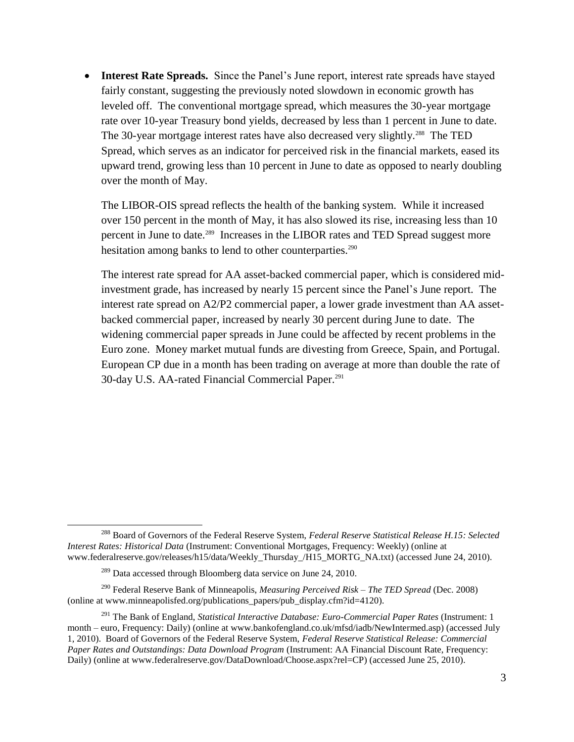- **Interest Rate Spreads.** Since the Panel's June report, interest rate spreads have stayed fairly constant, suggesting the previously noted slowdown in economic growth has leveled off. The conventional mortgage spread, which measures the 30-year mortgage rate over 10-year Treasury bond yields, decreased by less than 1 percent in June to date. The 30-year mortgage interest rates have also decreased very slightly.[288] The TED Spread, which serves as an indicator for perceived risk in the financial markets, eased its upward trend, growing less than 10 percent in June to date as opposed to nearly doubling over the month of May.

  The LIBOR-OIS spread reflects the health of the banking system. While it increased over 150 percent in the month of May, it has also slowed its rise, increasing less than 10 percent in June to date.[289] Increases in the LIBOR rates and TED Spread suggest more hesitation among banks to lend to other counterparties.[290]

  The interest rate spread for AA asset-backed commercial paper, which is considered mid-investment grade, has increased by nearly 15 percent since the Panel's June report. The interest rate spread on A2/P2 commercial paper, a lower grade investment than AA asset-backed commercial paper, increased by nearly 30 percent during June to date. The widening commercial paper spreads in June could be affected by recent problems in the Euro zone. Money market mutual funds are divesting from Greece, Spain, and Portugal. European CP due in a month has been trading on average at more than double the rate of 30-day U.S. AA-rated Financial Commercial Paper.[291]

---

[288] Board of Governors of the Federal Reserve System, *Federal Reserve Statistical Release H.15: Selected Interest Rates: Historical Data* (Instrument: Conventional Mortgages, Frequency: Weekly) (online at www.federalreserve.gov/releases/h15/data/Weekly_Thursday_/H15_MORTG_NA.txt) (accessed June 24, 2010).

[289] Data accessed through Bloomberg data service on June 24, 2010.

[290] Federal Reserve Bank of Minneapolis, *Measuring Perceived Risk – The TED Spread* (Dec. 2008) (online at www.minneapolisfed.org/publications_papers/pub_display.cfm?id=4120).

[291] The Bank of England, *Statistical Interactive Database: Euro-Commercial Paper Rates* (Instrument: 1 month – euro, Frequency: Daily) (online at www.bankofengland.co.uk/mfsd/iadb/NewIntermed.asp) (accessed July 1, 2010). Board of Governors of the Federal Reserve System, *Federal Reserve Statistical Release: Commercial Paper Rates and Outstandings: Data Download Program* (Instrument: AA Financial Discount Rate, Frequency: Daily) (online at www.federalreserve.gov/DataDownload/Choose.aspx?rel=CP) (accessed June 25, 2010).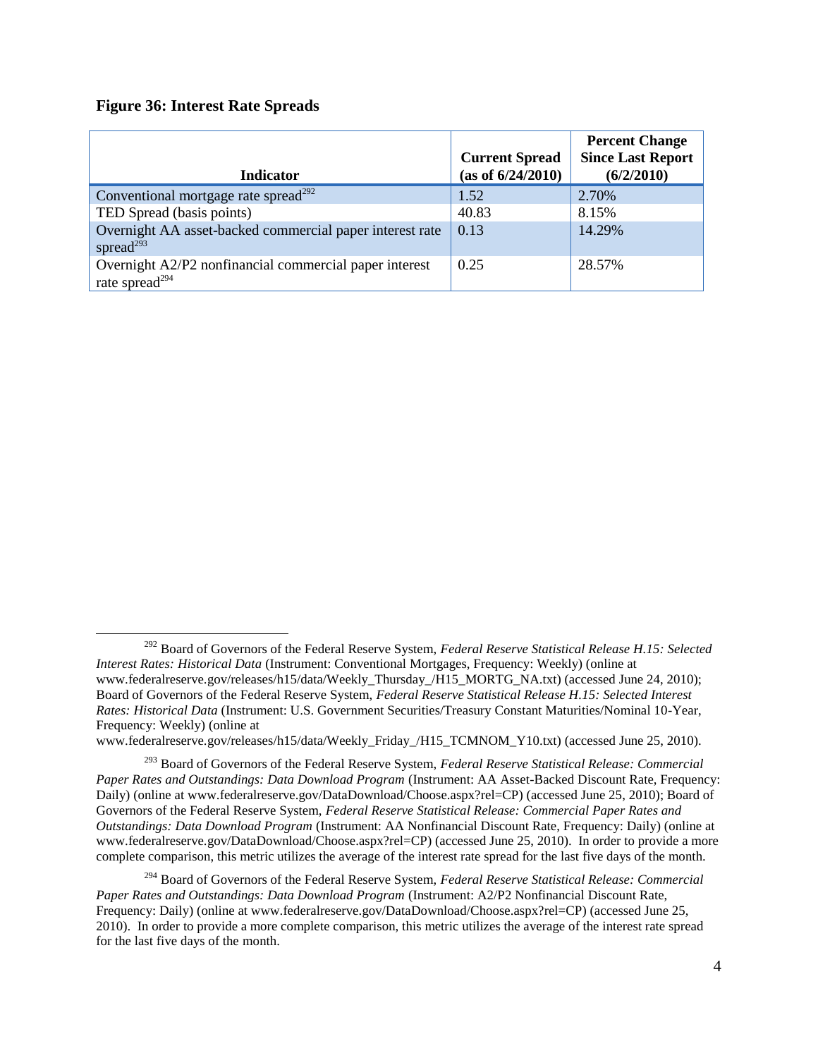**Figure 36: Interest Rate Spreads**

| Indicator | Current Spread (as of 6/24/2010) | Percent Change Since Last Report (6/2/2010) |
|---|---|---|
| Conventional mortgage rate spread[292] | 1.52 | 2.70% |
| TED Spread (basis points) | 40.83 | 8.15% |
| Overnight AA asset-backed commercial paper interest rate spread[293] | 0.13 | 14.29% |
| Overnight A2/P2 nonfinancial commercial paper interest rate spread[294] | 0.25 | 28.57% |

[292] Board of Governors of the Federal Reserve System, *Federal Reserve Statistical Release H.15: Selected Interest Rates: Historical Data* (Instrument: Conventional Mortgages, Frequency: Weekly) (online at www.federalreserve.gov/releases/h15/data/Weekly_Thursday_/H15_MORTG_NA.txt) (accessed June 24, 2010); Board of Governors of the Federal Reserve System, *Federal Reserve Statistical Release H.15: Selected Interest Rates: Historical Data* (Instrument: U.S. Government Securities/Treasury Constant Maturities/Nominal 10-Year, Frequency: Weekly) (online at www.federalreserve.gov/releases/h15/data/Weekly_Friday_/H15_TCMNOM_Y10.txt) (accessed June 25, 2010).

[293] Board of Governors of the Federal Reserve System, *Federal Reserve Statistical Release: Commercial Paper Rates and Outstandings: Data Download Program* (Instrument: AA Asset-Backed Discount Rate, Frequency: Daily) (online at www.federalreserve.gov/DataDownload/Choose.aspx?rel=CP) (accessed June 25, 2010); Board of Governors of the Federal Reserve System, *Federal Reserve Statistical Release: Commercial Paper Rates and Outstandings: Data Download Program* (Instrument: AA Nonfinancial Discount Rate, Frequency: Daily) (online at www.federalreserve.gov/DataDownload/Choose.aspx?rel=CP) (accessed June 25, 2010). In order to provide a more complete comparison, this metric utilizes the average of the interest rate spread for the last five days of the month.

[294] Board of Governors of the Federal Reserve System, *Federal Reserve Statistical Release: Commercial Paper Rates and Outstandings: Data Download Program* (Instrument: A2/P2 Nonfinancial Discount Rate, Frequency: Daily) (online at www.federalreserve.gov/DataDownload/Choose.aspx?rel=CP) (accessed June 25, 2010). In order to provide a more complete comparison, this metric utilizes the average of the interest rate spread for the last five days of the month.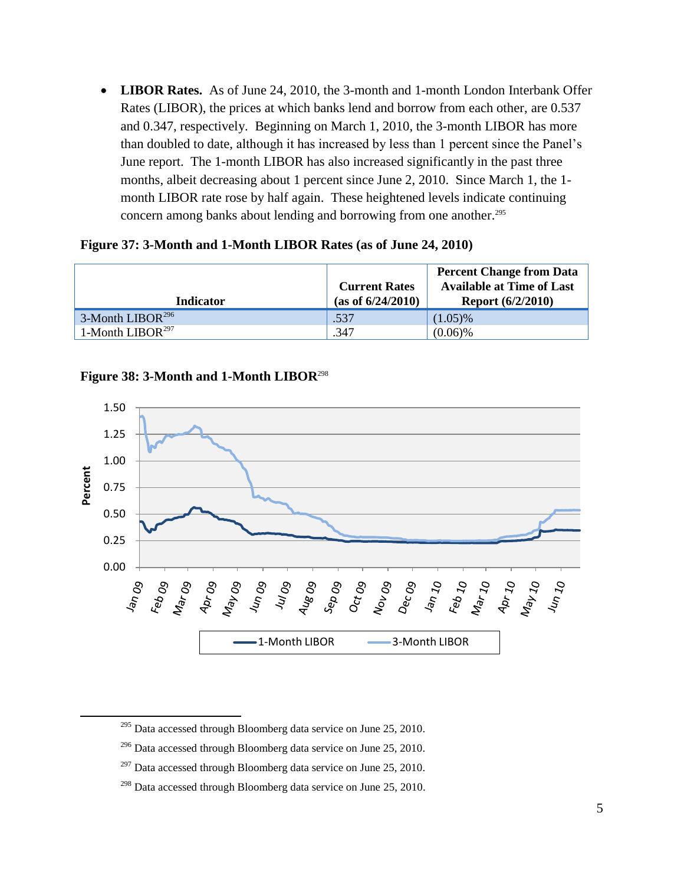- **LIBOR Rates.** As of June 24, 2010, the 3-month and 1-month London Interbank Offer Rates (LIBOR), the prices at which banks lend and borrow from each other, are 0.537 and 0.347, respectively. Beginning on March 1, 2010, the 3-month LIBOR has more than doubled to date, although it has increased by less than 1 percent since the Panel's June report. The 1-month LIBOR has also increased significantly in the past three months, albeit decreasing about 1 percent since June 2, 2010. Since March 1, the 1-month LIBOR rate rose by half again. These heightened levels indicate continuing concern among banks about lending and borrowing from one another.[295]

**Figure 37: 3-Month and 1-Month LIBOR Rates (as of June 24, 2010)**

| Indicator | Current Rates (as of 6/24/2010) | Percent Change from Data Available at Time of Last Report (6/2/2010) |
|---|---|---|
| 3-Month LIBOR[296] | .537 | (1.05)% |
| 1-Month LIBOR[297] | .347 | (0.06)% |

**Figure 38: 3-Month and 1-Month LIBOR**[298]

[295] Data accessed through Bloomberg data service on June 25, 2010.

[296] Data accessed through Bloomberg data service on June 25, 2010.

[297] Data accessed through Bloomberg data service on June 25, 2010.

[298] Data accessed through Bloomberg data service on June 25, 2010.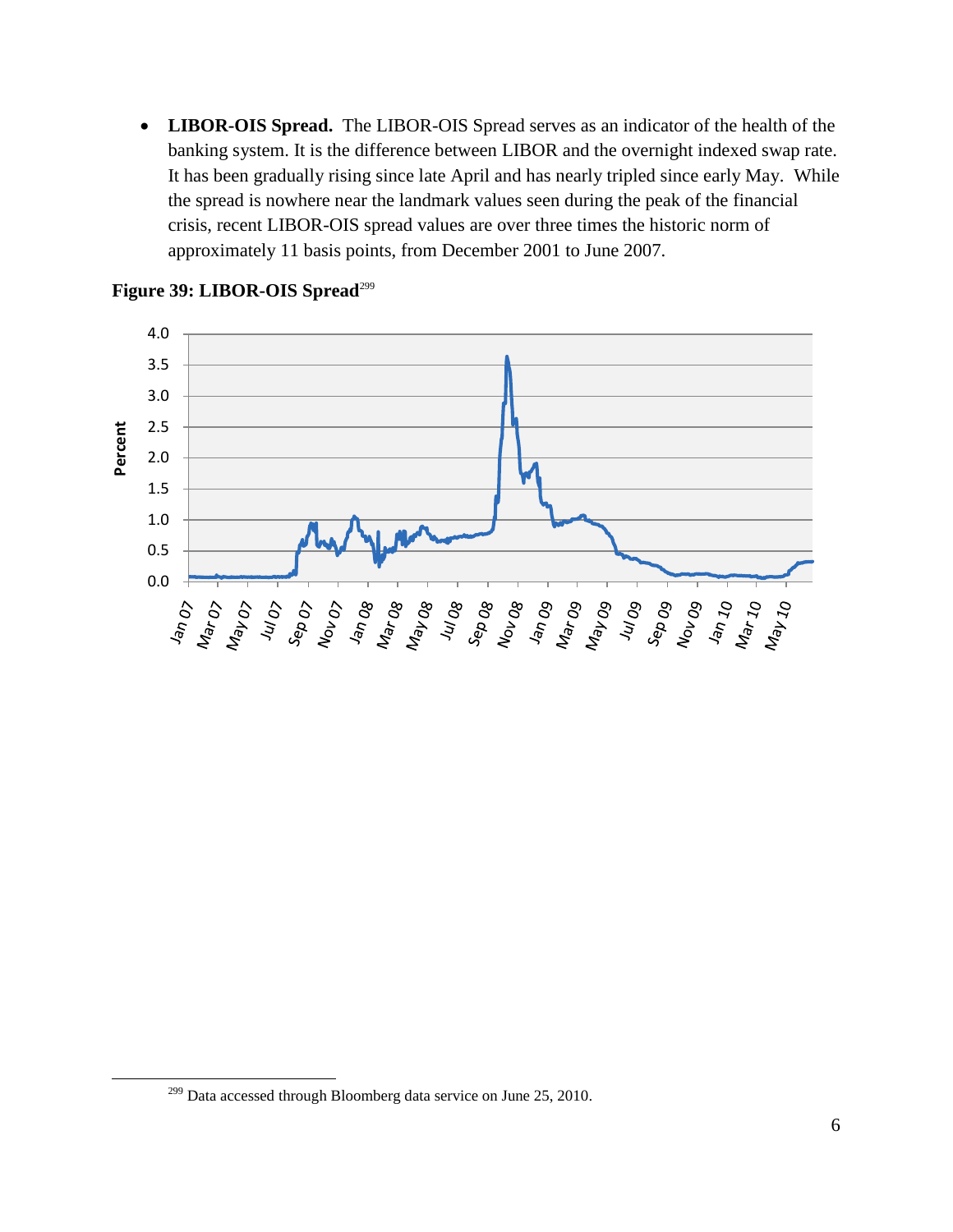- **LIBOR-OIS Spread.** The LIBOR-OIS Spread serves as an indicator of the health of the banking system. It is the difference between LIBOR and the overnight indexed swap rate. It has been gradually rising since late April and has nearly tripled since early May. While the spread is nowhere near the landmark values seen during the peak of the financial crisis, recent LIBOR-OIS spread values are over three times the historic norm of approximately 11 basis points, from December 2001 to June 2007.

**Figure 39: LIBOR-OIS Spread**[299]

[299] Data accessed through Bloomberg data service on June 25, 2010.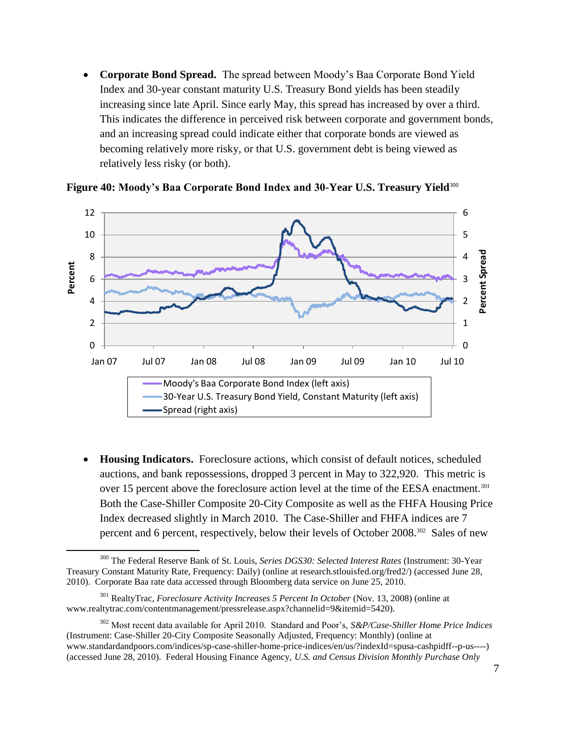- **Corporate Bond Spread.** The spread between Moody's Baa Corporate Bond Yield Index and 30-year constant maturity U.S. Treasury Bond yields has been steadily increasing since late April. Since early May, this spread has increased by over a third. This indicates the difference in perceived risk between corporate and government bonds, and an increasing spread could indicate either that corporate bonds are viewed as becoming relatively more risky, or that U.S. government debt is being viewed as relatively less risky (or both).

**Figure 40: Moody's Baa Corporate Bond Index and 30-Year U.S. Treasury Yield**[300]

- **Housing Indicators.** Foreclosure actions, which consist of default notices, scheduled auctions, and bank repossessions, dropped 3 percent in May to 322,920. This metric is over 15 percent above the foreclosure action level at the time of the EESA enactment.[301] Both the Case-Shiller Composite 20-City Composite as well as the FHFA Housing Price Index decreased slightly in March 2010. The Case-Shiller and FHFA indices are 7 percent and 6 percent, respectively, below their levels of October 2008.[302] Sales of new

---

[300] The Federal Reserve Bank of St. Louis, *Series DGS30: Selected Interest Rates* (Instrument: 30-Year Treasury Constant Maturity Rate, Frequency: Daily) (online at research.stlouisfed.org/fred2/) (accessed June 28, 2010). Corporate Baa rate data accessed through Bloomberg data service on June 25, 2010.

[301] RealtyTrac, *Foreclosure Activity Increases 5 Percent In October* (Nov. 13, 2008) (online at www.realtytrac.com/contentmanagement/pressrelease.aspx?channelid=9&itemid=5420).

[302] Most recent data available for April 2010. Standard and Poor's, *S&P/Case-Shiller Home Price Indices* (Instrument: Case-Shiller 20-City Composite Seasonally Adjusted, Frequency: Monthly) (online at www.standardandpoors.com/indices/sp-case-shiller-home-price-indices/en/us/?indexId=spusa-cashpidff--p-us----) (accessed June 28, 2010). Federal Housing Finance Agency, *U.S. and Census Division Monthly Purchase Only*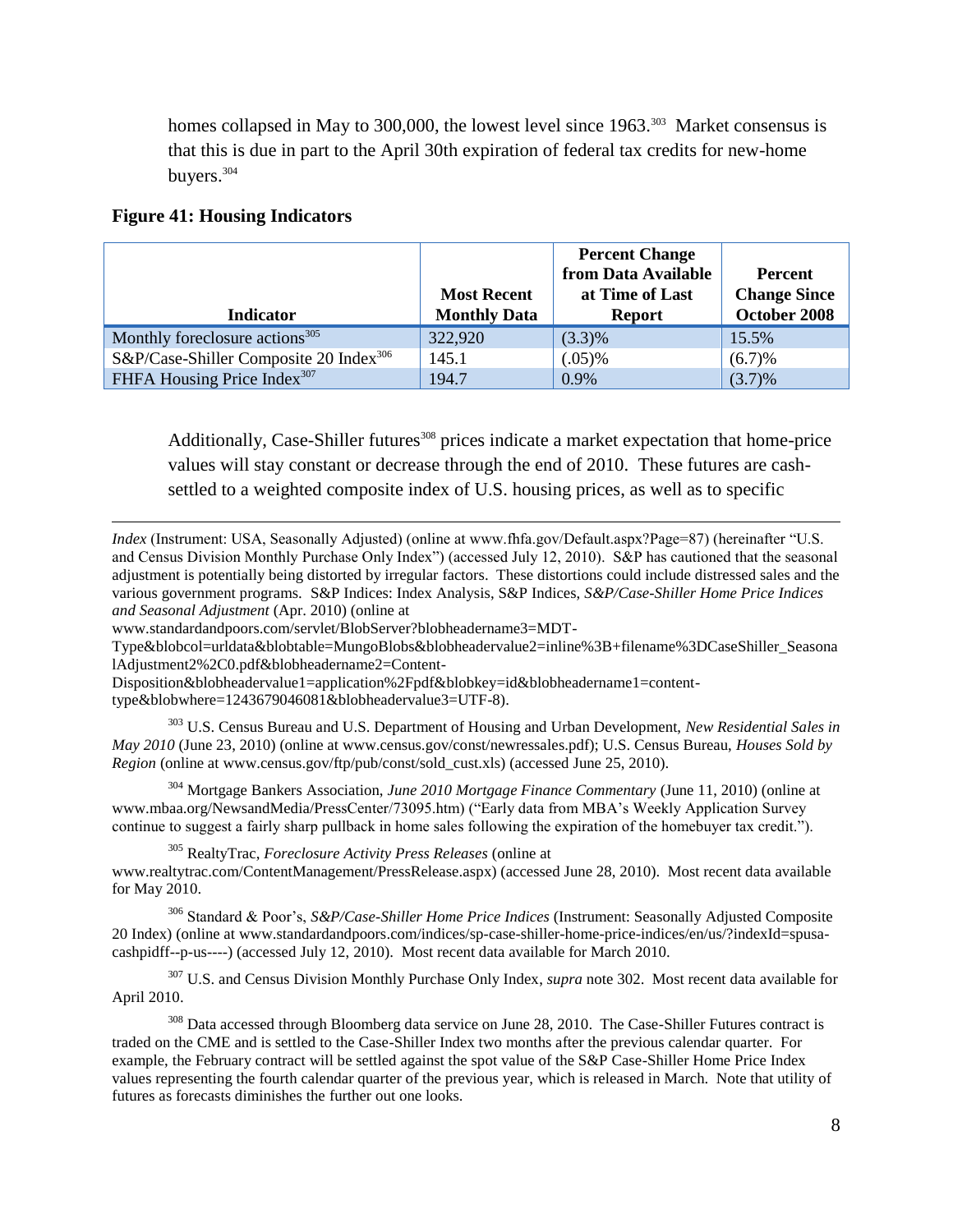homes collapsed in May to 300,000, the lowest level since 1963.[303] Market consensus is that this is due in part to the April 30th expiration of federal tax credits for new-home buyers.[304]

**Figure 41: Housing Indicators**

| Indicator | Most Recent Monthly Data | Percent Change from Data Available at Time of Last Report | Percent Change Since October 2008 |
|---|---|---|---|
| Monthly foreclosure actions[305] | 322,920 | (3.3)% | 15.5% |
| S&P/Case-Shiller Composite 20 Index[306] | 145.1 | (.05)% | (6.7)% |
| FHFA Housing Price Index[307] | 194.7 | 0.9% | (3.7)% |

Additionally, Case-Shiller futures[308] prices indicate a market expectation that home-price values will stay constant or decrease through the end of 2010. These futures are cash-settled to a weighted composite index of U.S. housing prices, as well as to specific

---

*Index* (Instrument: USA, Seasonally Adjusted) (online at www.fhfa.gov/Default.aspx?Page=87) (hereinafter "U.S. and Census Division Monthly Purchase Only Index") (accessed July 12, 2010). S&P has cautioned that the seasonal adjustment is potentially being distorted by irregular factors. These distortions could include distressed sales and the various government programs. S&P Indices: Index Analysis, S&P Indices, *S&P/Case-Shiller Home Price Indices and Seasonal Adjustment* (Apr. 2010) (online at www.standardandpoors.com/servlet/BlobServer?blobheadername3=MDT-Type&blobcol=urldata&blobtable=MungoBlobs&blobheadervalue2=inline%3B+filename%3DCaseShiller_SeasonalAdjustment2%2C0.pdf&blobheadername2=Content-Disposition&blobheadervalue1=application%2Fpdf&blobkey=id&blobheadername1=content-type&blobwhere=1243679046081&blobheadervalue3=UTF-8).

[303] U.S. Census Bureau and U.S. Department of Housing and Urban Development, *New Residential Sales in May 2010* (June 23, 2010) (online at www.census.gov/const/newressales.pdf); U.S. Census Bureau, *Houses Sold by Region* (online at www.census.gov/ftp/pub/const/sold_cust.xls) (accessed June 25, 2010).

[304] Mortgage Bankers Association, *June 2010 Mortgage Finance Commentary* (June 11, 2010) (online at www.mbaa.org/NewsandMedia/PressCenter/73095.htm) ("Early data from MBA's Weekly Application Survey continue to suggest a fairly sharp pullback in home sales following the expiration of the homebuyer tax credit.").

[305] RealtyTrac, *Foreclosure Activity Press Releases* (online at www.realtytrac.com/ContentManagement/PressRelease.aspx) (accessed June 28, 2010). Most recent data available for May 2010.

[306] Standard & Poor's, *S&P/Case-Shiller Home Price Indices* (Instrument: Seasonally Adjusted Composite 20 Index) (online at www.standardandpoors.com/indices/sp-case-shiller-home-price-indices/en/us/?indexId=spusa-cashpidff--p-us----) (accessed July 12, 2010). Most recent data available for March 2010.

[307] U.S. and Census Division Monthly Purchase Only Index, *supra* note 302. Most recent data available for April 2010.

[308] Data accessed through Bloomberg data service on June 28, 2010. The Case-Shiller Futures contract is traded on the CME and is settled to the Case-Shiller Index two months after the previous calendar quarter. For example, the February contract will be settled against the spot value of the S&P Case-Shiller Home Price Index values representing the fourth calendar quarter of the previous year, which is released in March. Note that utility of futures as forecasts diminishes the further out one looks.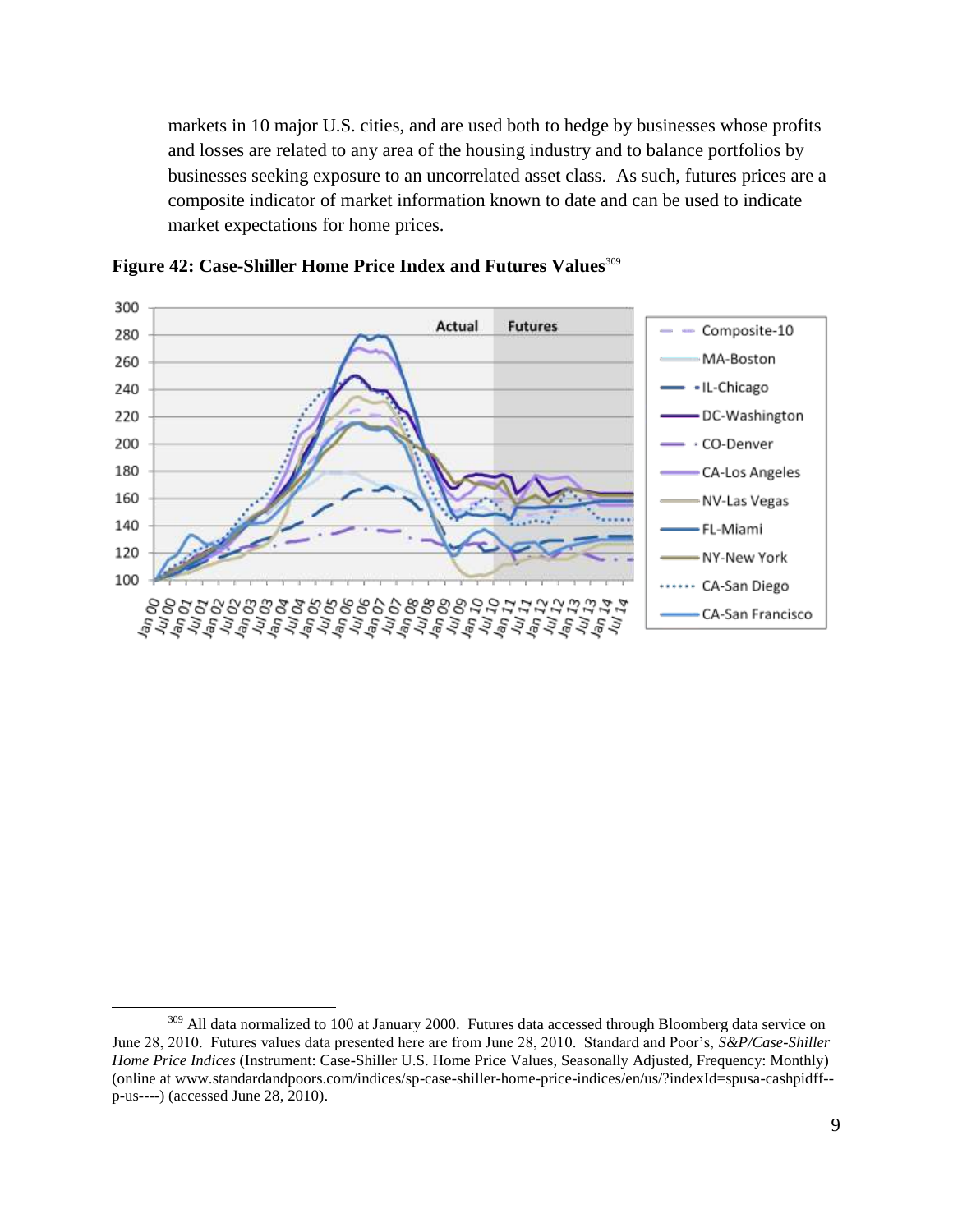markets in 10 major U.S. cities, and are used both to hedge by businesses whose profits and losses are related to any area of the housing industry and to balance portfolios by businesses seeking exposure to an uncorrelated asset class. As such, futures prices are a composite indicator of market information known to date and can be used to indicate market expectations for home prices.

**Figure 42: Case-Shiller Home Price Index and Futures Values**[309]

300
280
260
240
220
200
180
160
140
120
100

Actual
Futures

Jan 00
Jul 00
Jan 01
Jul 01
Jan 02
Jul 02
Jan 03
Jul 03
Jan 04
Jul 04
Jan 05
Jul 05
Jan 06
Jul 06
Jan 07
Jul 07
Jan 08
Jul 08
Jan 09
Jul 09
Jan 10
Jul 10
Jan 11
Jul 11
Jan 12
Jul 12
Jan 13
Jul 13
Jan 14
Jul 14

Composite-10
MA-Boston
IL-Chicago
DC-Washington
CO-Denver
CA-Los Angeles
NV-Las Vegas
FL-Miami
NY-New York
CA-San Diego
CA-San Francisco

---

[309] All data normalized to 100 at January 2000. Futures data accessed through Bloomberg data service on June 28, 2010. Futures values data presented here are from June 28, 2010. Standard and Poor's, *S&P/Case-Shiller Home Price Indices* (Instrument: Case-Shiller U.S. Home Price Values, Seasonally Adjusted, Frequency: Monthly) (online at www.standardandpoors.com/indices/sp-case-shiller-home-price-indices/en/us/?indexId=spusa-cashpidff--p-us----) (accessed June 28, 2010).